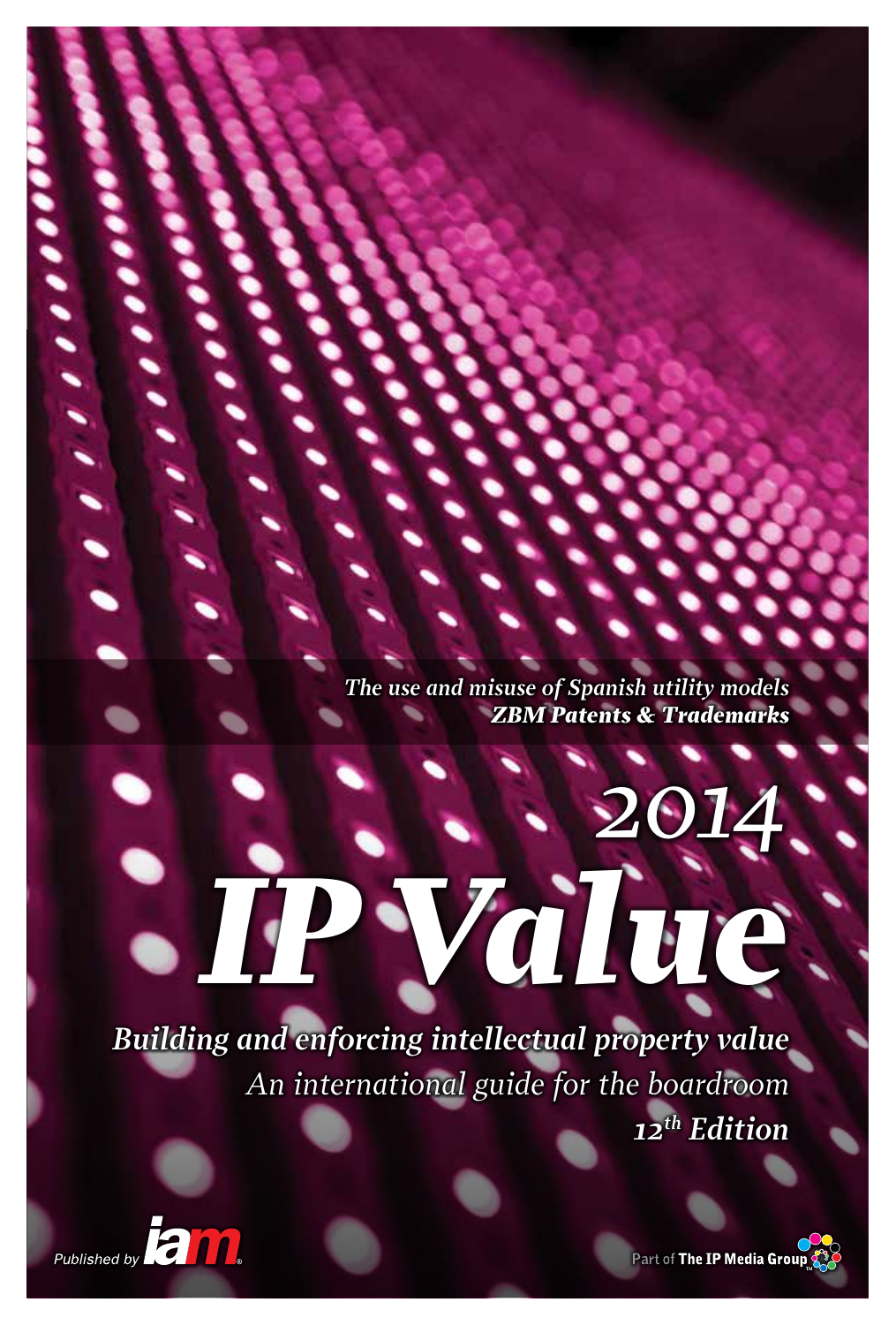*The use and misuse of Spanish utility models*
***ZBM Patents & Trademarks***

# *2014*

# *IP Value*

***Building and enforcing intellectual property value***

*An international guide for the boardroom*

***12th Edition***

Published by iam

Part of The IP Media Group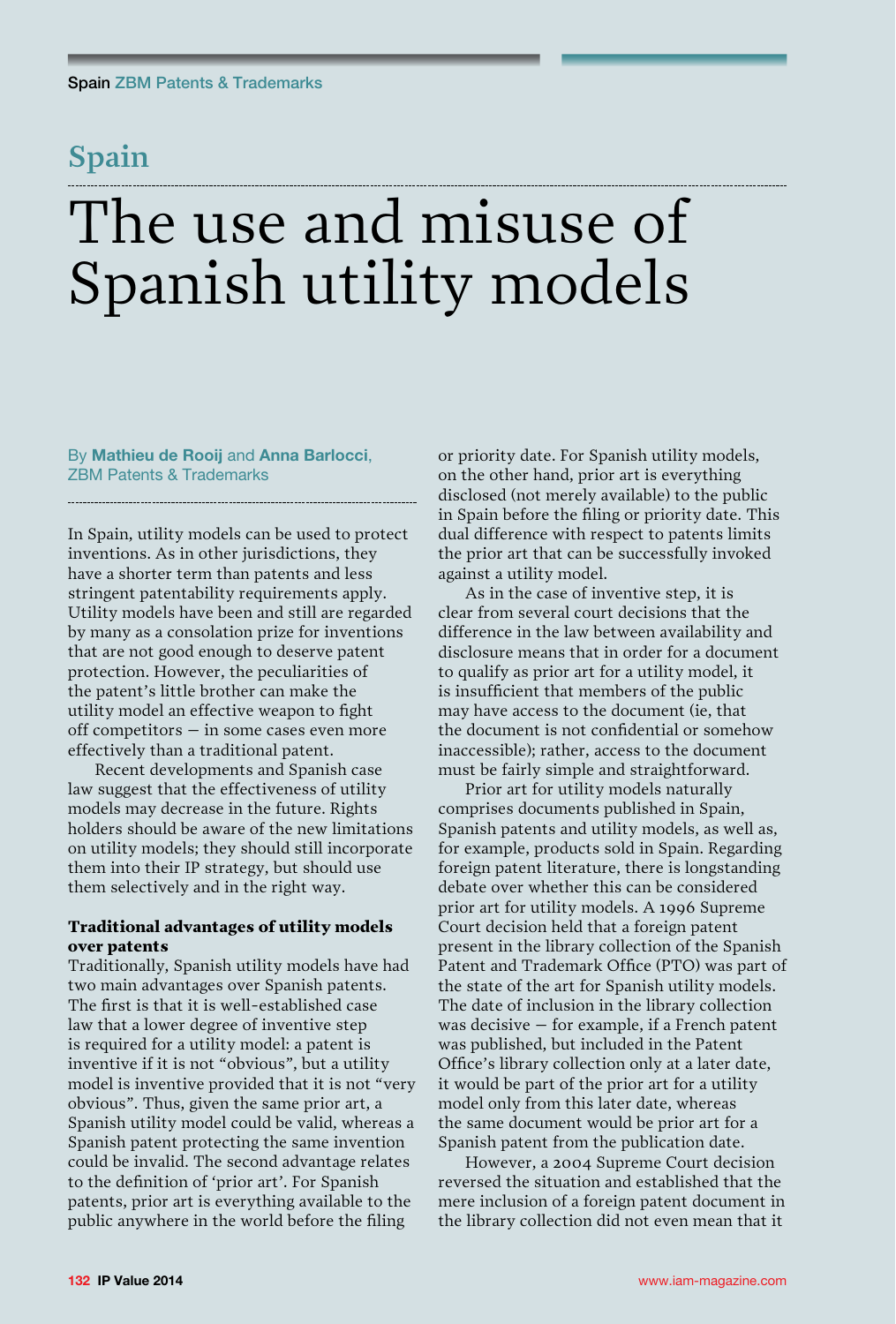# Spain

# The use and misuse of Spanish utility models

By **Mathieu de Rooij** and **Anna Barlocci**, ZBM Patents & Trademarks

In Spain, utility models can be used to protect inventions. As in other jurisdictions, they have a shorter term than patents and less stringent patentability requirements apply. Utility models have been and still are regarded by many as a consolation prize for inventions that are not good enough to deserve patent protection. However, the peculiarities of the patent's little brother can make the utility model an effective weapon to fight off competitors – in some cases even more effectively than a traditional patent.

Recent developments and Spanish case law suggest that the effectiveness of utility models may decrease in the future. Rights holders should be aware of the new limitations on utility models; they should still incorporate them into their IP strategy, but should use them selectively and in the right way.

### Traditional advantages of utility models over patents

Traditionally, Spanish utility models have had two main advantages over Spanish patents. The first is that it is well-established case law that a lower degree of inventive step is required for a utility model: a patent is inventive if it is not "obvious", but a utility model is inventive provided that it is not "very obvious". Thus, given the same prior art, a Spanish utility model could be valid, whereas a Spanish patent protecting the same invention could be invalid. The second advantage relates to the definition of 'prior art'. For Spanish patents, prior art is everything available to the public anywhere in the world before the filing or priority date. For Spanish utility models, on the other hand, prior art is everything disclosed (not merely available) to the public in Spain before the filing or priority date. This dual difference with respect to patents limits the prior art that can be successfully invoked against a utility model.

As in the case of inventive step, it is clear from several court decisions that the difference in the law between availability and disclosure means that in order for a document to qualify as prior art for a utility model, it is insufficient that members of the public may have access to the document (ie, that the document is not confidential or somehow inaccessible); rather, access to the document must be fairly simple and straightforward.

Prior art for utility models naturally comprises documents published in Spain, Spanish patents and utility models, as well as, for example, products sold in Spain. Regarding foreign patent literature, there is longstanding debate over whether this can be considered prior art for utility models. A 1996 Supreme Court decision held that a foreign patent present in the library collection of the Spanish Patent and Trademark Office (PTO) was part of the state of the art for Spanish utility models. The date of inclusion in the library collection was decisive – for example, if a French patent was published, but included in the Patent Office's library collection only at a later date, it would be part of the prior art for a utility model only from this later date, whereas the same document would be prior art for a Spanish patent from the publication date.

However, a 2004 Supreme Court decision reversed the situation and established that the mere inclusion of a foreign patent document in the library collection did not even mean that it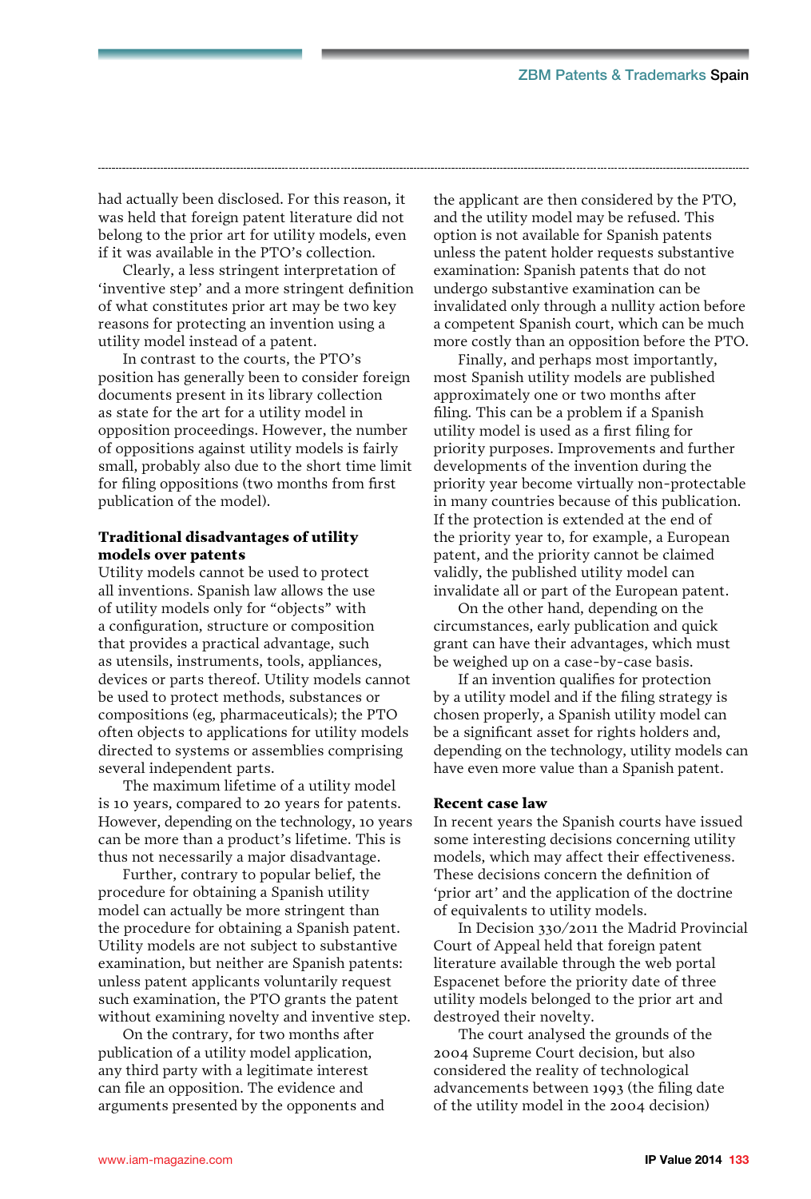had actually been disclosed. For this reason, it was held that foreign patent literature did not belong to the prior art for utility models, even if it was available in the PTO's collection.

Clearly, a less stringent interpretation of 'inventive step' and a more stringent definition of what constitutes prior art may be two key reasons for protecting an invention using a utility model instead of a patent.

In contrast to the courts, the PTO's position has generally been to consider foreign documents present in its library collection as state for the art for a utility model in opposition proceedings. However, the number of oppositions against utility models is fairly small, probably also due to the short time limit for filing oppositions (two months from first publication of the model).

### Traditional disadvantages of utility models over patents

Utility models cannot be used to protect all inventions. Spanish law allows the use of utility models only for "objects" with a configuration, structure or composition that provides a practical advantage, such as utensils, instruments, tools, appliances, devices or parts thereof. Utility models cannot be used to protect methods, substances or compositions (eg, pharmaceuticals); the PTO often objects to applications for utility models directed to systems or assemblies comprising several independent parts.

The maximum lifetime of a utility model is 10 years, compared to 20 years for patents. However, depending on the technology, 10 years can be more than a product's lifetime. This is thus not necessarily a major disadvantage.

Further, contrary to popular belief, the procedure for obtaining a Spanish utility model can actually be more stringent than the procedure for obtaining a Spanish patent. Utility models are not subject to substantive examination, but neither are Spanish patents: unless patent applicants voluntarily request such examination, the PTO grants the patent without examining novelty and inventive step.

On the contrary, for two months after publication of a utility model application, any third party with a legitimate interest can file an opposition. The evidence and arguments presented by the opponents and the applicant are then considered by the PTO, and the utility model may be refused. This option is not available for Spanish patents unless the patent holder requests substantive examination: Spanish patents that do not undergo substantive examination can be invalidated only through a nullity action before a competent Spanish court, which can be much more costly than an opposition before the PTO.

Finally, and perhaps most importantly, most Spanish utility models are published approximately one or two months after filing. This can be a problem if a Spanish utility model is used as a first filing for priority purposes. Improvements and further developments of the invention during the priority year become virtually non-protectable in many countries because of this publication. If the protection is extended at the end of the priority year to, for example, a European patent, and the priority cannot be claimed validly, the published utility model can invalidate all or part of the European patent.

On the other hand, depending on the circumstances, early publication and quick grant can have their advantages, which must be weighed up on a case-by-case basis.

If an invention qualifies for protection by a utility model and if the filing strategy is chosen properly, a Spanish utility model can be a significant asset for rights holders and, depending on the technology, utility models can have even more value than a Spanish patent.

### Recent case law

In recent years the Spanish courts have issued some interesting decisions concerning utility models, which may affect their effectiveness. These decisions concern the definition of 'prior art' and the application of the doctrine of equivalents to utility models.

In Decision 330/2011 the Madrid Provincial Court of Appeal held that foreign patent literature available through the web portal Espacenet before the priority date of three utility models belonged to the prior art and destroyed their novelty.

The court analysed the grounds of the 2004 Supreme Court decision, but also considered the reality of technological advancements between 1993 (the filing date of the utility model in the 2004 decision)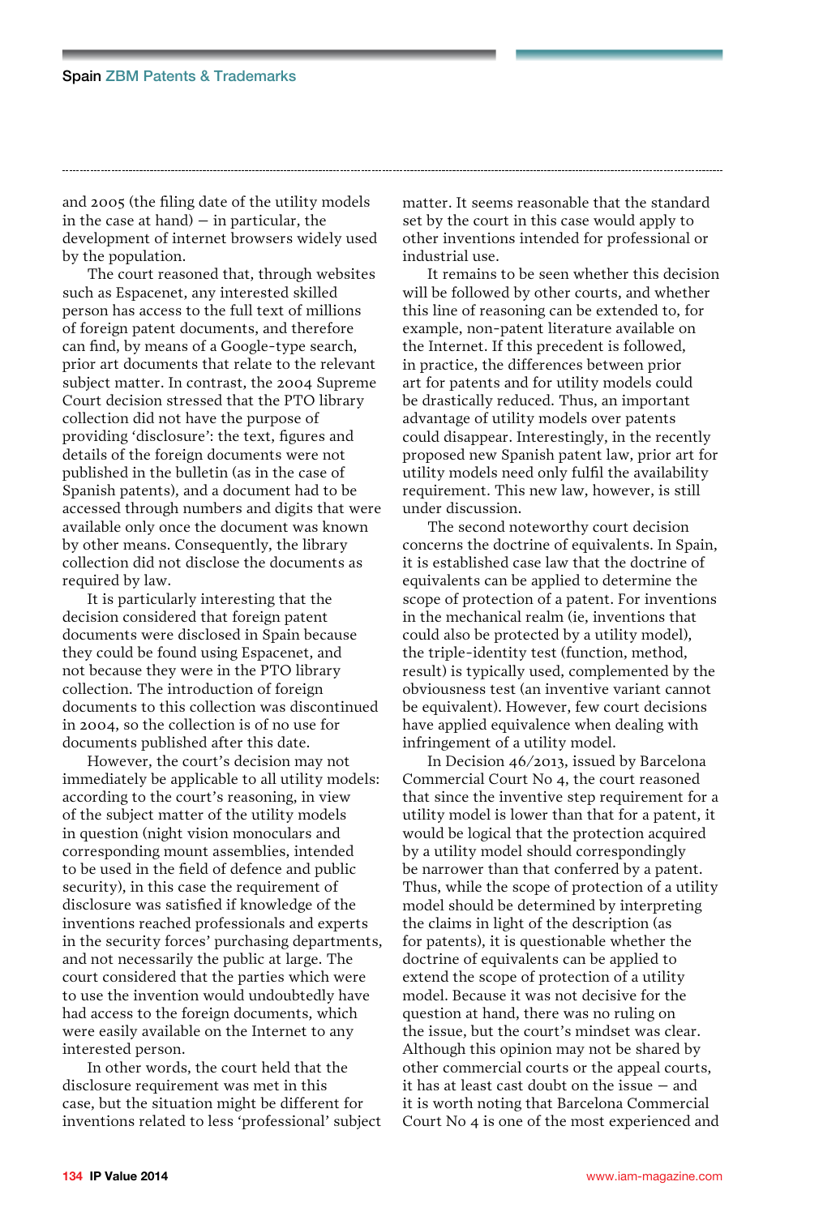and 2005 (the filing date of the utility models in the case at hand) – in particular, the development of internet browsers widely used by the population.

The court reasoned that, through websites such as Espacenet, any interested skilled person has access to the full text of millions of foreign patent documents, and therefore can find, by means of a Google-type search, prior art documents that relate to the relevant subject matter. In contrast, the 2004 Supreme Court decision stressed that the PTO library collection did not have the purpose of providing 'disclosure': the text, figures and details of the foreign documents were not published in the bulletin (as in the case of Spanish patents), and a document had to be accessed through numbers and digits that were available only once the document was known by other means. Consequently, the library collection did not disclose the documents as required by law.

It is particularly interesting that the decision considered that foreign patent documents were disclosed in Spain because they could be found using Espacenet, and not because they were in the PTO library collection. The introduction of foreign documents to this collection was discontinued in 2004, so the collection is of no use for documents published after this date.

However, the court's decision may not immediately be applicable to all utility models: according to the court's reasoning, in view of the subject matter of the utility models in question (night vision monoculars and corresponding mount assemblies, intended to be used in the field of defence and public security), in this case the requirement of disclosure was satisfied if knowledge of the inventions reached professionals and experts in the security forces' purchasing departments, and not necessarily the public at large. The court considered that the parties which were to use the invention would undoubtedly have had access to the foreign documents, which were easily available on the Internet to any interested person.

In other words, the court held that the disclosure requirement was met in this case, but the situation might be different for inventions related to less 'professional' subject matter. It seems reasonable that the standard set by the court in this case would apply to other inventions intended for professional or industrial use.

It remains to be seen whether this decision will be followed by other courts, and whether this line of reasoning can be extended to, for example, non-patent literature available on the Internet. If this precedent is followed, in practice, the differences between prior art for patents and for utility models could be drastically reduced. Thus, an important advantage of utility models over patents could disappear. Interestingly, in the recently proposed new Spanish patent law, prior art for utility models need only fulfil the availability requirement. This new law, however, is still under discussion.

The second noteworthy court decision concerns the doctrine of equivalents. In Spain, it is established case law that the doctrine of equivalents can be applied to determine the scope of protection of a patent. For inventions in the mechanical realm (ie, inventions that could also be protected by a utility model), the triple-identity test (function, method, result) is typically used, complemented by the obviousness test (an inventive variant cannot be equivalent). However, few court decisions have applied equivalence when dealing with infringement of a utility model.

In Decision 46/2013, issued by Barcelona Commercial Court No 4, the court reasoned that since the inventive step requirement for a utility model is lower than that for a patent, it would be logical that the protection acquired by a utility model should correspondingly be narrower than that conferred by a patent. Thus, while the scope of protection of a utility model should be determined by interpreting the claims in light of the description (as for patents), it is questionable whether the doctrine of equivalents can be applied to extend the scope of protection of a utility model. Because it was not decisive for the question at hand, there was no ruling on the issue, but the court's mindset was clear. Although this opinion may not be shared by other commercial courts or the appeal courts, it has at least cast doubt on the issue – and it is worth noting that Barcelona Commercial Court No 4 is one of the most experienced and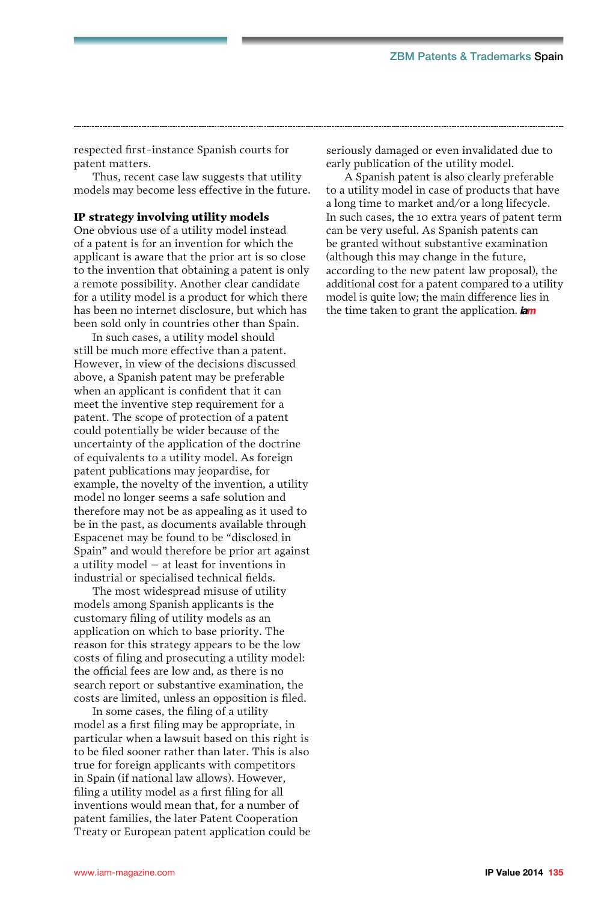respected first-instance Spanish courts for patent matters.

Thus, recent case law suggests that utility models may become less effective in the future.

**IP strategy involving utility models**

One obvious use of a utility model instead of a patent is for an invention for which the applicant is aware that the prior art is so close to the invention that obtaining a patent is only a remote possibility. Another clear candidate for a utility model is a product for which there has been no internet disclosure, but which has been sold only in countries other than Spain.

In such cases, a utility model should still be much more effective than a patent. However, in view of the decisions discussed above, a Spanish patent may be preferable when an applicant is confident that it can meet the inventive step requirement for a patent. The scope of protection of a patent could potentially be wider because of the uncertainty of the application of the doctrine of equivalents to a utility model. As foreign patent publications may jeopardise, for example, the novelty of the invention, a utility model no longer seems a safe solution and therefore may not be as appealing as it used to be in the past, as documents available through Espacenet may be found to be "disclosed in Spain" and would therefore be prior art against a utility model – at least for inventions in industrial or specialised technical fields.

The most widespread misuse of utility models among Spanish applicants is the customary filing of utility models as an application on which to base priority. The reason for this strategy appears to be the low costs of filing and prosecuting a utility model: the official fees are low and, as there is no search report or substantive examination, the costs are limited, unless an opposition is filed.

In some cases, the filing of a utility model as a first filing may be appropriate, in particular when a lawsuit based on this right is to be filed sooner rather than later. This is also true for foreign applicants with competitors in Spain (if national law allows). However, filing a utility model as a first filing for all inventions would mean that, for a number of patent families, the later Patent Cooperation Treaty or European patent application could be seriously damaged or even invalidated due to early publication of the utility model.

A Spanish patent is also clearly preferable to a utility model in case of products that have a long time to market and/or a long lifecycle. In such cases, the 10 extra years of patent term can be very useful. As Spanish patents can be granted without substantive examination (although this may change in the future, according to the new patent law proposal), the additional cost for a patent compared to a utility model is quite low; the main difference lies in the time taken to grant the application.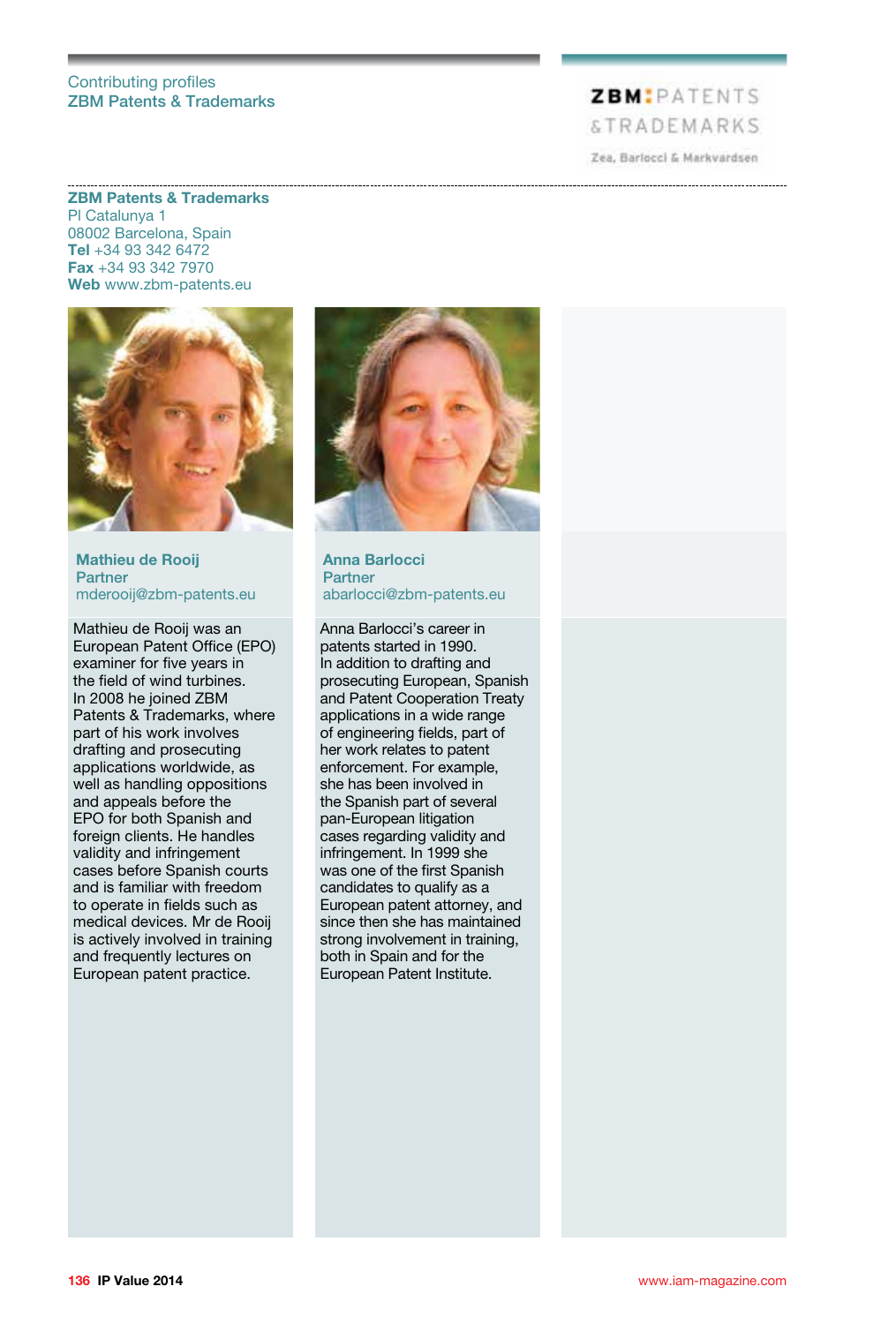Contributing profiles
ZBM Patents & Trademarks

ZBM:PATENTS &TRADEMARKS
Zea, Barlocci & Markvardsen

**ZBM Patents & Trademarks**
Pl Catalunya 1
08002 Barcelona, Spain
**Tel** +34 93 342 6472
**Fax** +34 93 342 7970
**Web** www.zbm-patents.eu

**Mathieu de Rooij**
**Partner**
mderooij@zbm-patents.eu

Mathieu de Rooij was an European Patent Office (EPO) examiner for five years in the field of wind turbines. In 2008 he joined ZBM Patents & Trademarks, where part of his work involves drafting and prosecuting applications worldwide, as well as handling oppositions and appeals before the EPO for both Spanish and foreign clients. He handles validity and infringement cases before Spanish courts and is familiar with freedom to operate in fields such as medical devices. Mr de Rooij is actively involved in training and frequently lectures on European patent practice.

**Anna Barlocci**
**Partner**
abarlocci@zbm-patents.eu

Anna Barlocci's career in patents started in 1990. In addition to drafting and prosecuting European, Spanish and Patent Cooperation Treaty applications in a wide range of engineering fields, part of her work relates to patent enforcement. For example, she has been involved in the Spanish part of several pan-European litigation cases regarding validity and infringement. In 1999 she was one of the first Spanish candidates to qualify as a European patent attorney, and since then she has maintained strong involvement in training, both in Spain and for the European Patent Institute.